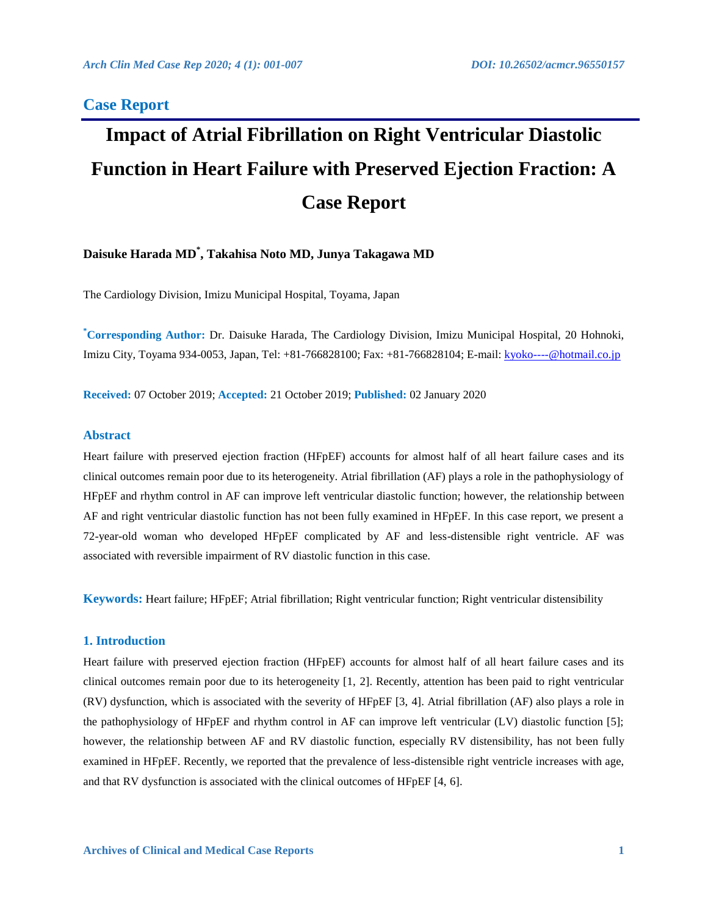## Case Report

# Impact of Atrial Fibrillation on Right Ventricular Diastolic Function in Heart Failure with Preserved Ejection Fraction: A Case Report

**Daisuke Harada MD[*], Takahisa Noto MD, Junya Takagawa MD**

The Cardiology Division, Imizu Municipal Hospital, Toyama, Japan

**[*]Corresponding Author:** Dr. Daisuke Harada, The Cardiology Division, Imizu Municipal Hospital, 20 Hohnoki, Imizu City, Toyama 934-0053, Japan, Tel: +81-766828100; Fax: +81-766828104; E-mail: kyoko----@hotmail.co.jp

**Received:** 07 October 2019; **Accepted:** 21 October 2019; **Published:** 02 January 2020

## Abstract

Heart failure with preserved ejection fraction (HFpEF) accounts for almost half of all heart failure cases and its clinical outcomes remain poor due to its heterogeneity. Atrial fibrillation (AF) plays a role in the pathophysiology of HFpEF and rhythm control in AF can improve left ventricular diastolic function; however, the relationship between AF and right ventricular diastolic function has not been fully examined in HFpEF. In this case report, we present a 72-year-old woman who developed HFpEF complicated by AF and less-distensible right ventricle. AF was associated with reversible impairment of RV diastolic function in this case.

**Keywords:** Heart failure; HFpEF; Atrial fibrillation; Right ventricular function; Right ventricular distensibility

## 1. Introduction

Heart failure with preserved ejection fraction (HFpEF) accounts for almost half of all heart failure cases and its clinical outcomes remain poor due to its heterogeneity [1, 2]. Recently, attention has been paid to right ventricular (RV) dysfunction, which is associated with the severity of HFpEF [3, 4]. Atrial fibrillation (AF) also plays a role in the pathophysiology of HFpEF and rhythm control in AF can improve left ventricular (LV) diastolic function [5]; however, the relationship between AF and RV diastolic function, especially RV distensibility, has not been fully examined in HFpEF. Recently, we reported that the prevalence of less-distensible right ventricle increases with age, and that RV dysfunction is associated with the clinical outcomes of HFpEF [4, 6].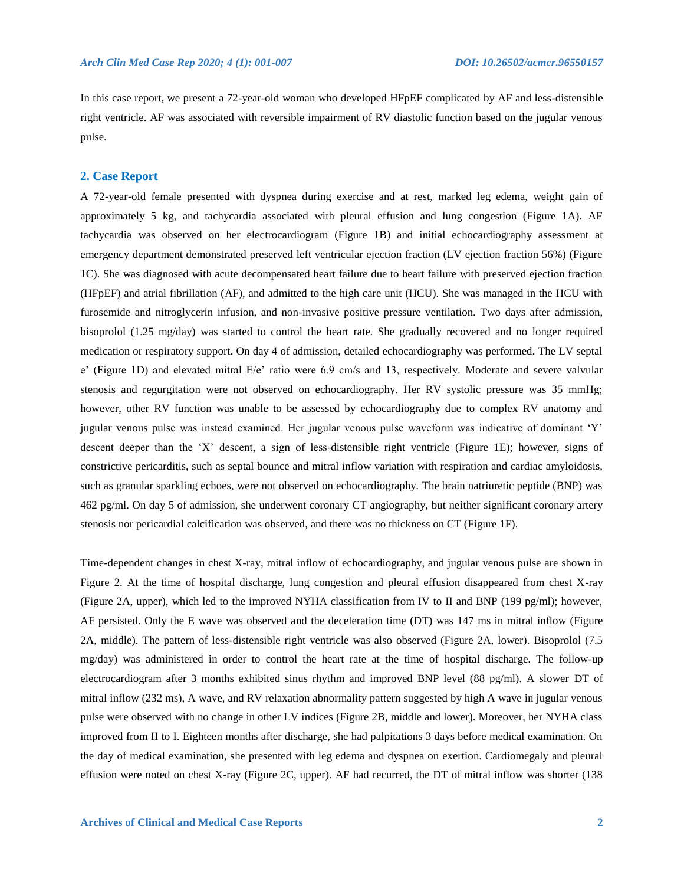In this case report, we present a 72-year-old woman who developed HFpEF complicated by AF and less-distensible right ventricle. AF was associated with reversible impairment of RV diastolic function based on the jugular venous pulse.

## 2. Case Report

A 72-year-old female presented with dyspnea during exercise and at rest, marked leg edema, weight gain of approximately 5 kg, and tachycardia associated with pleural effusion and lung congestion (Figure 1A). AF tachycardia was observed on her electrocardiogram (Figure 1B) and initial echocardiography assessment at emergency department demonstrated preserved left ventricular ejection fraction (LV ejection fraction 56%) (Figure 1C). She was diagnosed with acute decompensated heart failure due to heart failure with preserved ejection fraction (HFpEF) and atrial fibrillation (AF), and admitted to the high care unit (HCU). She was managed in the HCU with furosemide and nitroglycerin infusion, and non-invasive positive pressure ventilation. Two days after admission, bisoprolol (1.25 mg/day) was started to control the heart rate. She gradually recovered and no longer required medication or respiratory support. On day 4 of admission, detailed echocardiography was performed. The LV septal e' (Figure 1D) and elevated mitral E/e' ratio were 6.9 cm/s and 13, respectively. Moderate and severe valvular stenosis and regurgitation were not observed on echocardiography. Her RV systolic pressure was 35 mmHg; however, other RV function was unable to be assessed by echocardiography due to complex RV anatomy and jugular venous pulse was instead examined. Her jugular venous pulse waveform was indicative of dominant 'Y' descent deeper than the 'X' descent, a sign of less-distensible right ventricle (Figure 1E); however, signs of constrictive pericarditis, such as septal bounce and mitral inflow variation with respiration and cardiac amyloidosis, such as granular sparkling echoes, were not observed on echocardiography. The brain natriuretic peptide (BNP) was 462 pg/ml. On day 5 of admission, she underwent coronary CT angiography, but neither significant coronary artery stenosis nor pericardial calcification was observed, and there was no thickness on CT (Figure 1F).

Time-dependent changes in chest X-ray, mitral inflow of echocardiography, and jugular venous pulse are shown in Figure 2. At the time of hospital discharge, lung congestion and pleural effusion disappeared from chest X-ray (Figure 2A, upper), which led to the improved NYHA classification from IV to II and BNP (199 pg/ml); however, AF persisted. Only the E wave was observed and the deceleration time (DT) was 147 ms in mitral inflow (Figure 2A, middle). The pattern of less-distensible right ventricle was also observed (Figure 2A, lower). Bisoprolol (7.5 mg/day) was administered in order to control the heart rate at the time of hospital discharge. The follow-up electrocardiogram after 3 months exhibited sinus rhythm and improved BNP level (88 pg/ml). A slower DT of mitral inflow (232 ms), A wave, and RV relaxation abnormality pattern suggested by high A wave in jugular venous pulse were observed with no change in other LV indices (Figure 2B, middle and lower). Moreover, her NYHA class improved from II to I. Eighteen months after discharge, she had palpitations 3 days before medical examination. On the day of medical examination, she presented with leg edema and dyspnea on exertion. Cardiomegaly and pleural effusion were noted on chest X-ray (Figure 2C, upper). AF had recurred, the DT of mitral inflow was shorter (138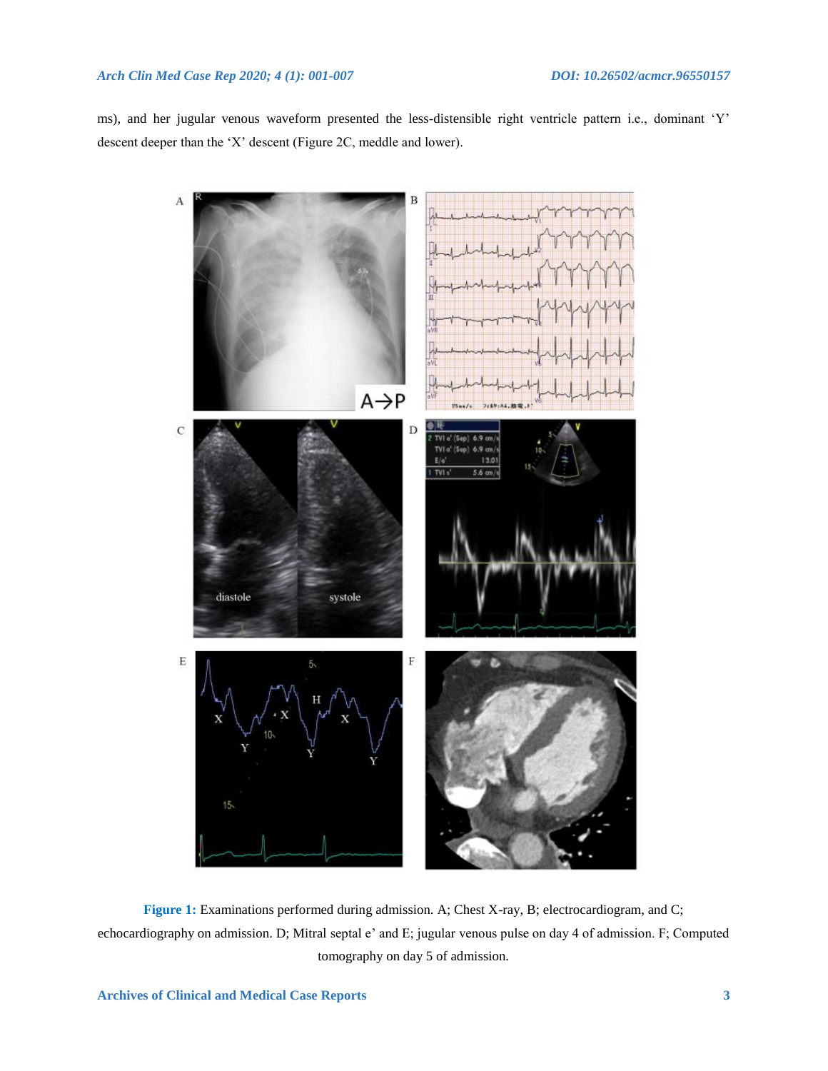ms), and her jugular venous waveform presented the less-distensible right ventricle pattern i.e., dominant 'Y' descent deeper than the 'X' descent (Figure 2C, meddle and lower).

**Figure 1:** Examinations performed during admission. A; Chest X-ray, B; electrocardiogram, and C; echocardiography on admission. D; Mitral septal e' and E; jugular venous pulse on day 4 of admission. F; Computed tomography on day 5 of admission.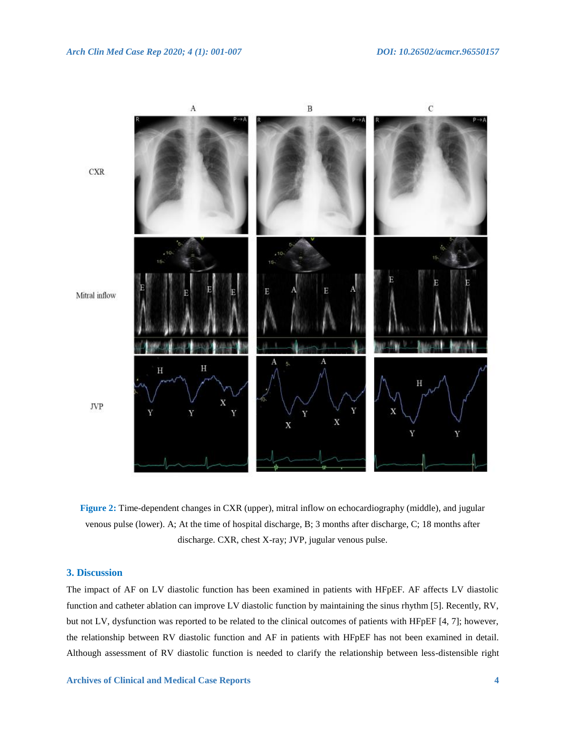**Figure 2:** Time-dependent changes in CXR (upper), mitral inflow on echocardiography (middle), and jugular venous pulse (lower). A; At the time of hospital discharge, B; 3 months after discharge, C; 18 months after discharge. CXR, chest X-ray; JVP, jugular venous pulse.

## 3. Discussion

The impact of AF on LV diastolic function has been examined in patients with HFpEF. AF affects LV diastolic function and catheter ablation can improve LV diastolic function by maintaining the sinus rhythm [5]. Recently, RV, but not LV, dysfunction was reported to be related to the clinical outcomes of patients with HFpEF [4, 7]; however, the relationship between RV diastolic function and AF in patients with HFpEF has not been examined in detail. Although assessment of RV diastolic function is needed to clarify the relationship between less-distensible right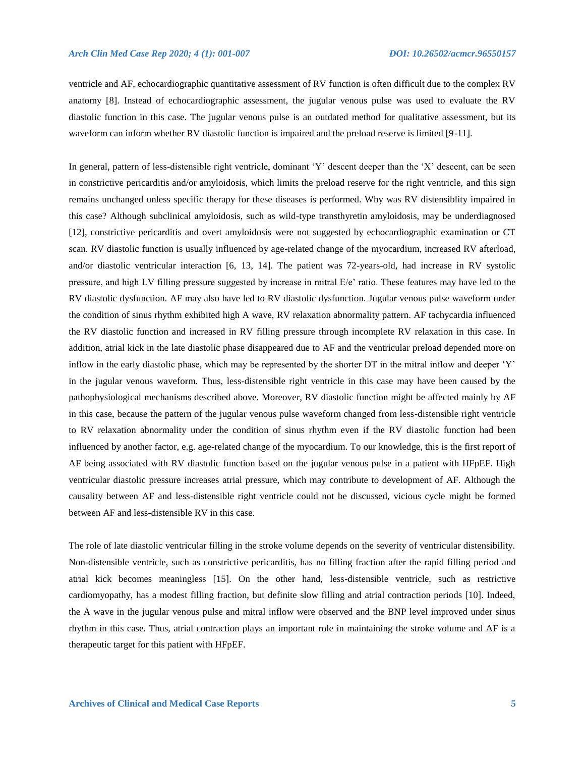ventricle and AF, echocardiographic quantitative assessment of RV function is often difficult due to the complex RV anatomy [8]. Instead of echocardiographic assessment, the jugular venous pulse was used to evaluate the RV diastolic function in this case. The jugular venous pulse is an outdated method for qualitative assessment, but its waveform can inform whether RV diastolic function is impaired and the preload reserve is limited [9-11].

In general, pattern of less-distensible right ventricle, dominant 'Y' descent deeper than the 'X' descent, can be seen in constrictive pericarditis and/or amyloidosis, which limits the preload reserve for the right ventricle, and this sign remains unchanged unless specific therapy for these diseases is performed. Why was RV distensiblity impaired in this case? Although subclinical amyloidosis, such as wild-type transthyretin amyloidosis, may be underdiagnosed [12], constrictive pericarditis and overt amyloidosis were not suggested by echocardiographic examination or CT scan. RV diastolic function is usually influenced by age-related change of the myocardium, increased RV afterload, and/or diastolic ventricular interaction [6, 13, 14]. The patient was 72-years-old, had increase in RV systolic pressure, and high LV filling pressure suggested by increase in mitral E/e' ratio. These features may have led to the RV diastolic dysfunction. AF may also have led to RV diastolic dysfunction. Jugular venous pulse waveform under the condition of sinus rhythm exhibited high A wave, RV relaxation abnormality pattern. AF tachycardia influenced the RV diastolic function and increased in RV filling pressure through incomplete RV relaxation in this case. In addition, atrial kick in the late diastolic phase disappeared due to AF and the ventricular preload depended more on inflow in the early diastolic phase, which may be represented by the shorter DT in the mitral inflow and deeper 'Y' in the jugular venous waveform. Thus, less-distensible right ventricle in this case may have been caused by the pathophysiological mechanisms described above. Moreover, RV diastolic function might be affected mainly by AF in this case, because the pattern of the jugular venous pulse waveform changed from less-distensible right ventricle to RV relaxation abnormality under the condition of sinus rhythm even if the RV diastolic function had been influenced by another factor, e.g. age-related change of the myocardium. To our knowledge, this is the first report of AF being associated with RV diastolic function based on the jugular venous pulse in a patient with HFpEF. High ventricular diastolic pressure increases atrial pressure, which may contribute to development of AF. Although the causality between AF and less-distensible right ventricle could not be discussed, vicious cycle might be formed between AF and less-distensible RV in this case.

The role of late diastolic ventricular filling in the stroke volume depends on the severity of ventricular distensibility. Non-distensible ventricle, such as constrictive pericarditis, has no filling fraction after the rapid filling period and atrial kick becomes meaningless [15]. On the other hand, less-distensible ventricle, such as restrictive cardiomyopathy, has a modest filling fraction, but definite slow filling and atrial contraction periods [10]. Indeed, the A wave in the jugular venous pulse and mitral inflow were observed and the BNP level improved under sinus rhythm in this case. Thus, atrial contraction plays an important role in maintaining the stroke volume and AF is a therapeutic target for this patient with HFpEF.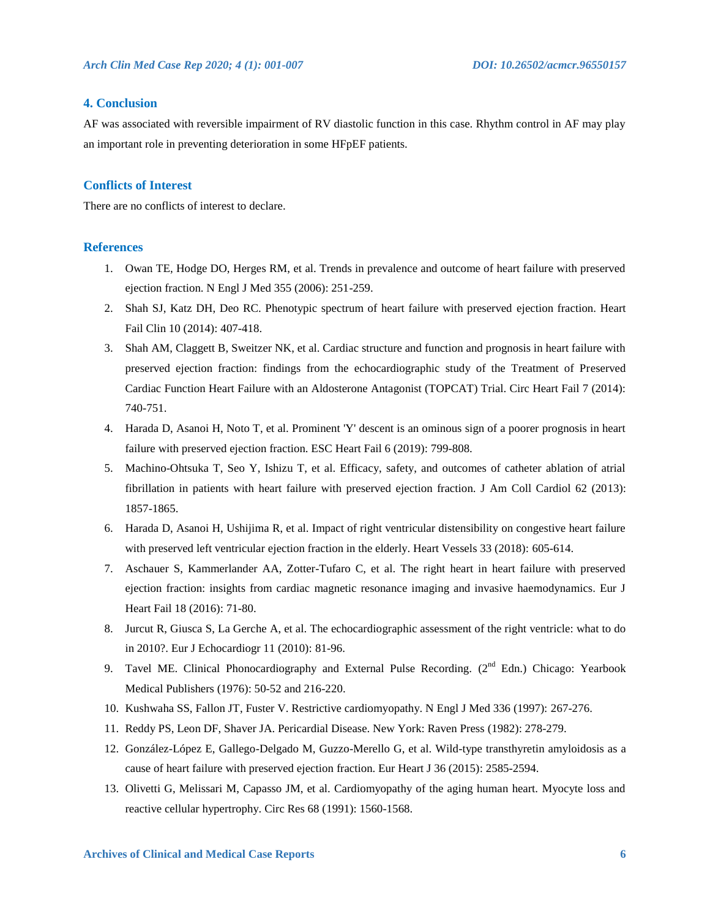## 4. Conclusion

AF was associated with reversible impairment of RV diastolic function in this case. Rhythm control in AF may play an important role in preventing deterioration in some HFpEF patients.

## Conflicts of Interest

There are no conflicts of interest to declare.

## References

1. Owan TE, Hodge DO, Herges RM, et al. Trends in prevalence and outcome of heart failure with preserved ejection fraction. N Engl J Med 355 (2006): 251-259.
2. Shah SJ, Katz DH, Deo RC. Phenotypic spectrum of heart failure with preserved ejection fraction. Heart Fail Clin 10 (2014): 407-418.
3. Shah AM, Claggett B, Sweitzer NK, et al. Cardiac structure and function and prognosis in heart failure with preserved ejection fraction: findings from the echocardiographic study of the Treatment of Preserved Cardiac Function Heart Failure with an Aldosterone Antagonist (TOPCAT) Trial. Circ Heart Fail 7 (2014): 740-751.
4. Harada D, Asanoi H, Noto T, et al. Prominent 'Y' descent is an ominous sign of a poorer prognosis in heart failure with preserved ejection fraction. ESC Heart Fail 6 (2019): 799-808.
5. Machino-Ohtsuka T, Seo Y, Ishizu T, et al. Efficacy, safety, and outcomes of catheter ablation of atrial fibrillation in patients with heart failure with preserved ejection fraction. J Am Coll Cardiol 62 (2013): 1857-1865.
6. Harada D, Asanoi H, Ushijima R, et al. Impact of right ventricular distensibility on congestive heart failure with preserved left ventricular ejection fraction in the elderly. Heart Vessels 33 (2018): 605-614.
7. Aschauer S, Kammerlander AA, Zotter-Tufaro C, et al. The right heart in heart failure with preserved ejection fraction: insights from cardiac magnetic resonance imaging and invasive haemodynamics. Eur J Heart Fail 18 (2016): 71-80.
8. Jurcut R, Giusca S, La Gerche A, et al. The echocardiographic assessment of the right ventricle: what to do in 2010?. Eur J Echocardiogr 11 (2010): 81-96.
9. Tavel ME. Clinical Phonocardiography and External Pulse Recording. (2nd Edn.) Chicago: Yearbook Medical Publishers (1976): 50-52 and 216-220.
10. Kushwaha SS, Fallon JT, Fuster V. Restrictive cardiomyopathy. N Engl J Med 336 (1997): 267-276.
11. Reddy PS, Leon DF, Shaver JA. Pericardial Disease. New York: Raven Press (1982): 278-279.
12. González-López E, Gallego-Delgado M, Guzzo-Merello G, et al. Wild-type transthyretin amyloidosis as a cause of heart failure with preserved ejection fraction. Eur Heart J 36 (2015): 2585-2594.
13. Olivetti G, Melissari M, Capasso JM, et al. Cardiomyopathy of the aging human heart. Myocyte loss and reactive cellular hypertrophy. Circ Res 68 (1991): 1560-1568.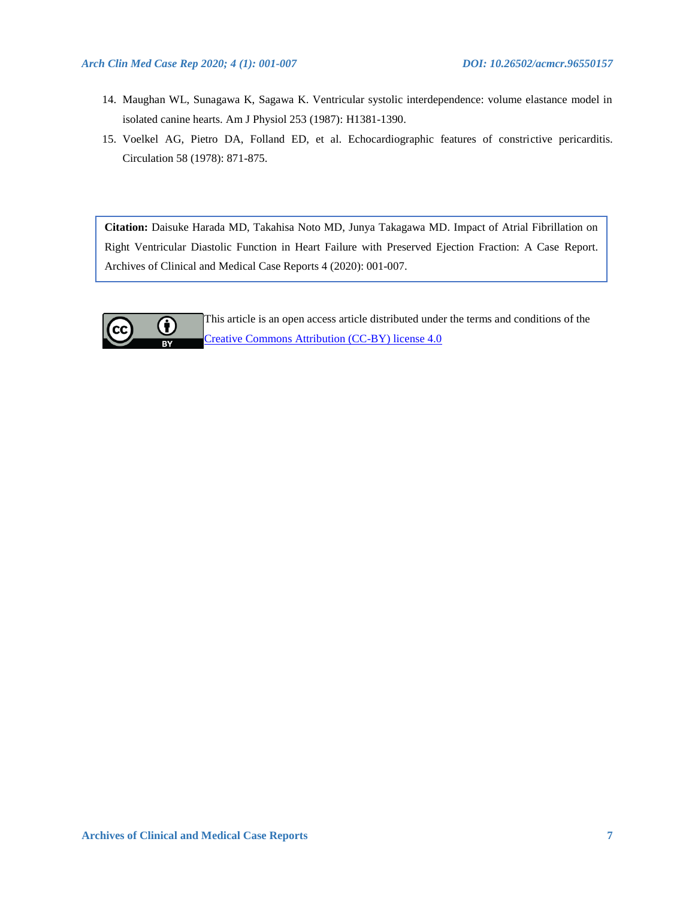14. Maughan WL, Sunagawa K, Sagawa K. Ventricular systolic interdependence: volume elastance model in isolated canine hearts. Am J Physiol 253 (1987): H1381-1390.
15. Voelkel AG, Pietro DA, Folland ED, et al. Echocardiographic features of constrictive pericarditis. Circulation 58 (1978): 871-875.

**Citation:** Daisuke Harada MD, Takahisa Noto MD, Junya Takagawa MD. Impact of Atrial Fibrillation on Right Ventricular Diastolic Function in Heart Failure with Preserved Ejection Fraction: A Case Report. Archives of Clinical and Medical Case Reports 4 (2020): 001-007.

This article is an open access article distributed under the terms and conditions of the [Creative Commons Attribution (CC-BY) license 4.0]